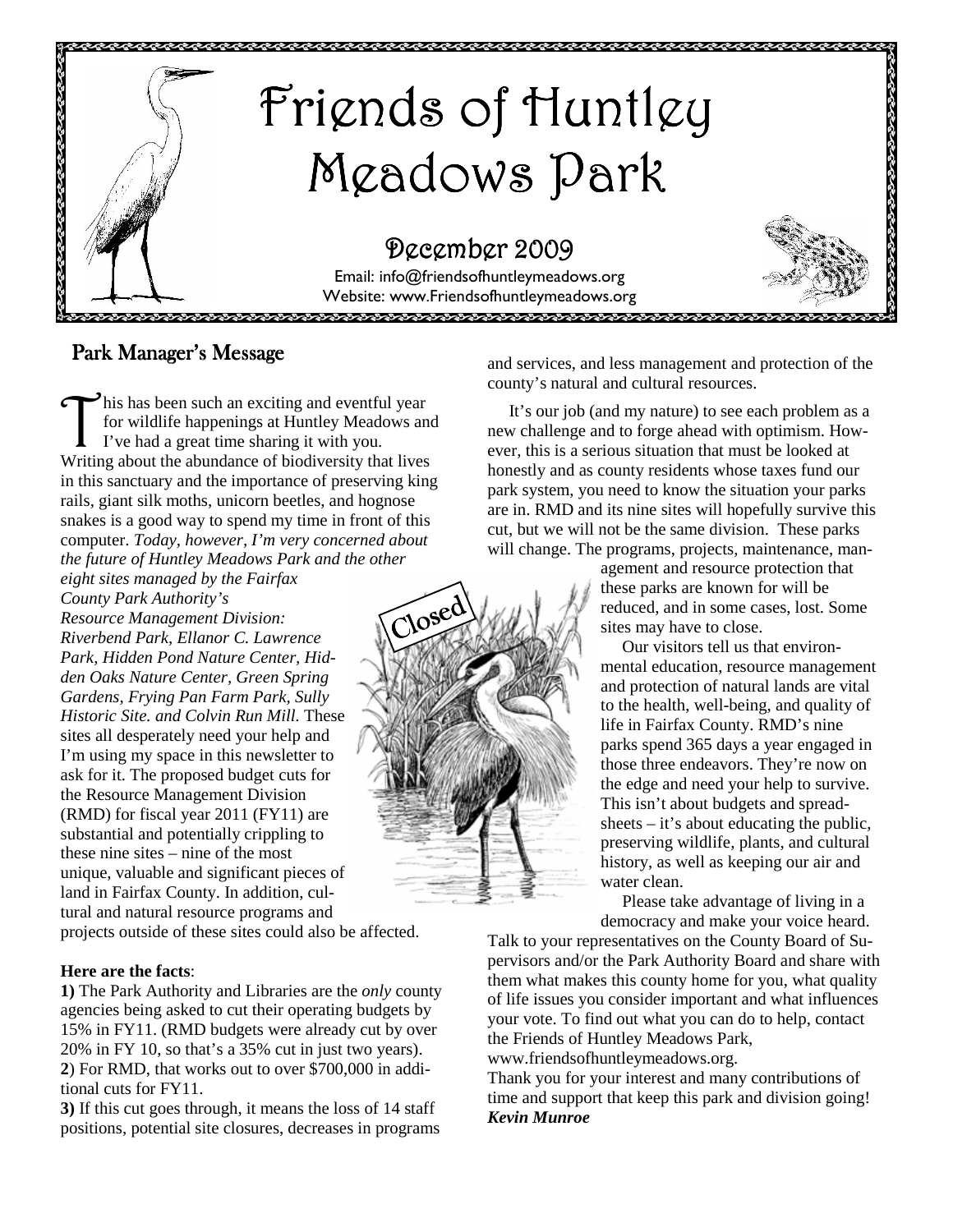# Friends of Huntley Meadows Park

## December 2009

Email: info@friendsofhuntleymeadows.org
Website: www.Friendsofhuntleymeadows.org

## Park Manager's Message

This has been such an exciting and eventful year for wildlife happenings at Huntley Meadows and I've had a great time sharing it with you. Writing about the abundance of biodiversity that lives in this sanctuary and the importance of preserving king rails, giant silk moths, unicorn beetles, and hognose snakes is a good way to spend my time in front of this computer. *Today, however, I'm very concerned about the future of Huntley Meadows Park and the other eight sites managed by the Fairfax County Park Authority's Resource Management Division: Riverbend Park, Ellanor C. Lawrence Park, Hidden Pond Nature Center, Hidden Oaks Nature Center, Green Spring Gardens, Frying Pan Farm Park, Sully Historic Site. and Colvin Run Mill.* These sites all desperately need your help and I'm using my space in this newsletter to ask for it. The proposed budget cuts for the Resource Management Division (RMD) for fiscal year 2011 (FY11) are substantial and potentially crippling to these nine sites – nine of the most unique, valuable and significant pieces of land in Fairfax County. In addition, cultural and natural resource programs and projects outside of these sites could also be affected.

**Here are the facts**:

**1)** The Park Authority and Libraries are the *only* county agencies being asked to cut their operating budgets by 15% in FY11. (RMD budgets were already cut by over 20% in FY 10, so that's a 35% cut in just two years).

**2**) For RMD, that works out to over $700,000 in additional cuts for FY11.

**3)** If this cut goes through, it means the loss of 14 staff positions, potential site closures, decreases in programs and services, and less management and protection of the county's natural and cultural resources.

It's our job (and my nature) to see each problem as a new challenge and to forge ahead with optimism. However, this is a serious situation that must be looked at honestly and as county residents whose taxes fund our park system, you need to know the situation your parks are in. RMD and its nine sites will hopefully survive this cut, but we will not be the same division. These parks will change. The programs, projects, maintenance, management and resource protection that these parks are known for will be reduced, and in some cases, lost. Some sites may have to close.

Closed

Our visitors tell us that environmental education, resource management and protection of natural lands are vital to the health, well-being, and quality of life in Fairfax County. RMD's nine parks spend 365 days a year engaged in those three endeavors. They're now on the edge and need your help to survive. This isn't about budgets and spreadsheets – it's about educating the public, preserving wildlife, plants, and cultural history, as well as keeping our air and water clean.

Please take advantage of living in a democracy and make your voice heard. Talk to your representatives on the County Board of Supervisors and/or the Park Authority Board and share with them what makes this county home for you, what quality of life issues you consider important and what influences your vote. To find out what you can do to help, contact the Friends of Huntley Meadows Park, www.friendsofhuntleymeadows.org.

Thank you for your interest and many contributions of time and support that keep this park and division going!

***Kevin Munroe***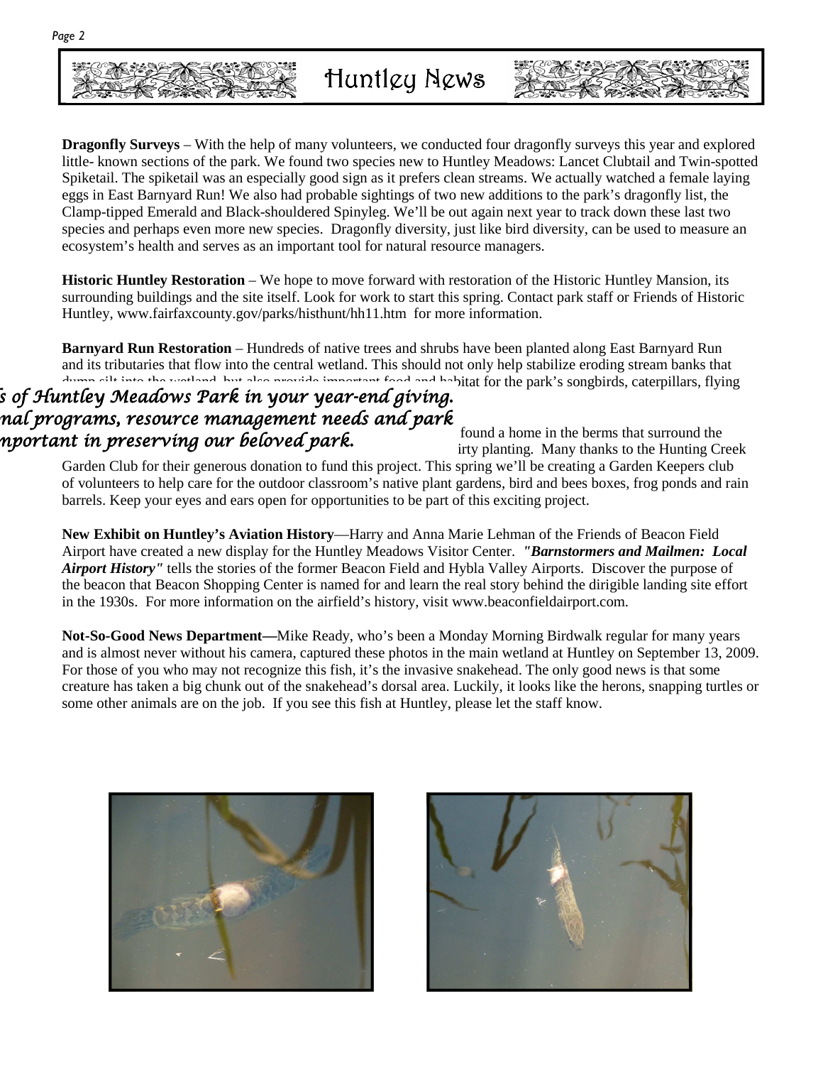# Huntley News

**Dragonfly Surveys** – With the help of many volunteers, we conducted four dragonfly surveys this year and explored little- known sections of the park. We found two species new to Huntley Meadows: Lancet Clubtail and Twin-spotted Spiketail. The spiketail was an especially good sign as it prefers clean streams. We actually watched a female laying eggs in East Barnyard Run! We also had probable sightings of two new additions to the park's dragonfly list, the Clamp-tipped Emerald and Black-shouldered Spinyleg. We'll be out again next year to track down these last two species and perhaps even more new species. Dragonfly diversity, just like bird diversity, can be used to measure an ecosystem's health and serves as an important tool for natural resource managers.

**Historic Huntley Restoration** – We hope to move forward with restoration of the Historic Huntley Mansion, its surrounding buildings and the site itself. Look for work to start this spring. Contact park staff or Friends of Historic Huntley, www.fairfaxcounty.gov/parks/histhunt/hh11.htm for more information.

**Barnyard Run Restoration** – Hundreds of native trees and shrubs have been planted along East Barnyard Run and its tributaries that flow into the central wetland. This should not only help stabilize eroding stream banks that dump silt into the wetland, but also provide important food and habitat for the park's songbirds, caterpillars, flying

*...s of Huntley Meadows Park in your year-end giving. ...nal programs, resource management needs and park ...nportant in preserving our beloved park.*

... found a home in the berms that surround the ...irty planting. Many thanks to the Hunting Creek Garden Club for their generous donation to fund this project. This spring we'll be creating a Garden Keepers club of volunteers to help care for the outdoor classroom's native plant gardens, bird and bees boxes, frog ponds and rain barrels. Keep your eyes and ears open for opportunities to be part of this exciting project.

**New Exhibit on Huntley's Aviation History**—Harry and Anna Marie Lehman of the Friends of Beacon Field Airport have created a new display for the Huntley Meadows Visitor Center. ***"Barnstormers and Mailmen: Local Airport History"*** tells the stories of the former Beacon Field and Hybla Valley Airports. Discover the purpose of the beacon that Beacon Shopping Center is named for and learn the real story behind the dirigible landing site effort in the 1930s. For more information on the airfield's history, visit www.beaconfieldairport.com.

**Not-So-Good News Department—**Mike Ready, who's been a Monday Morning Birdwalk regular for many years and is almost never without his camera, captured these photos in the main wetland at Huntley on September 13, 2009. For those of you who may not recognize this fish, it's the invasive snakehead. The only good news is that some creature has taken a big chunk out of the snakehead's dorsal area. Luckily, it looks like the herons, snapping turtles or some other animals are on the job. If you see this fish at Huntley, please let the staff know.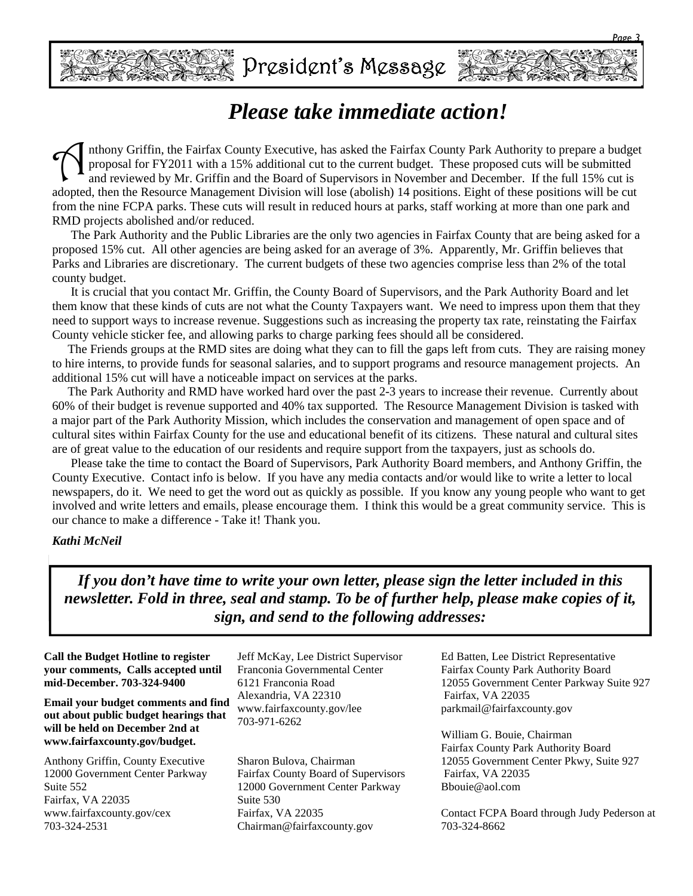## President's Message

# *Please take immediate action!*

Anthony Griffin, the Fairfax County Executive, has asked the Fairfax County Park Authority to prepare a budget proposal for FY2011 with a 15% additional cut to the current budget. These proposed cuts will be submitted and reviewed by Mr. Griffin and the Board of Supervisors in November and December. If the full 15% cut is adopted, then the Resource Management Division will lose (abolish) 14 positions. Eight of these positions will be cut from the nine FCPA parks. These cuts will result in reduced hours at parks, staff working at more than one park and RMD projects abolished and/or reduced.

The Park Authority and the Public Libraries are the only two agencies in Fairfax County that are being asked for a proposed 15% cut. All other agencies are being asked for an average of 3%. Apparently, Mr. Griffin believes that Parks and Libraries are discretionary. The current budgets of these two agencies comprise less than 2% of the total county budget.

It is crucial that you contact Mr. Griffin, the County Board of Supervisors, and the Park Authority Board and let them know that these kinds of cuts are not what the County Taxpayers want. We need to impress upon them that they need to support ways to increase revenue. Suggestions such as increasing the property tax rate, reinstating the Fairfax County vehicle sticker fee, and allowing parks to charge parking fees should all be considered.

The Friends groups at the RMD sites are doing what they can to fill the gaps left from cuts. They are raising money to hire interns, to provide funds for seasonal salaries, and to support programs and resource management projects. An additional 15% cut will have a noticeable impact on services at the parks.

The Park Authority and RMD have worked hard over the past 2-3 years to increase their revenue. Currently about 60% of their budget is revenue supported and 40% tax supported. The Resource Management Division is tasked with a major part of the Park Authority Mission, which includes the conservation and management of open space and of cultural sites within Fairfax County for the use and educational benefit of its citizens. These natural and cultural sites are of great value to the education of our residents and require support from the taxpayers, just as schools do.

Please take the time to contact the Board of Supervisors, Park Authority Board members, and Anthony Griffin, the County Executive. Contact info is below. If you have any media contacts and/or would like to write a letter to local newspapers, do it. We need to get the word out as quickly as possible. If you know any young people who want to get involved and write letters and emails, please encourage them. I think this would be a great community service. This is our chance to make a difference - Take it! Thank you.

***Kathi McNeil***

***If you don't have time to write your own letter, please sign the letter included in this newsletter. Fold in three, seal and stamp. To be of further help, please make copies of it, sign, and send to the following addresses:***

**Call the Budget Hotline to register your comments, Calls accepted until mid-December. 703-324-9400**

**Email your budget comments and find out about public budget hearings that will be held on December 2nd at www.fairfaxcounty.gov/budget.**

Anthony Griffin, County Executive
12000 Government Center Parkway
Suite 552
Fairfax, VA 22035
www.fairfaxcounty.gov/cex
703-324-2531

Jeff McKay, Lee District Supervisor
Franconia Governmental Center
6121 Franconia Road
Alexandria, VA 22310
www.fairfaxcounty.gov/lee
703-971-6262

Sharon Bulova, Chairman
Fairfax County Board of Supervisors
12000 Government Center Parkway
Suite 530
Fairfax, VA 22035
Chairman@fairfaxcounty.gov

Ed Batten, Lee District Representative
Fairfax County Park Authority Board
12055 Government Center Parkway Suite 927
Fairfax, VA 22035
parkmail@fairfaxcounty.gov

William G. Bouie, Chairman
Fairfax County Park Authority Board
12055 Government Center Pkwy, Suite 927
Fairfax, VA 22035
Bbouie@aol.com

Contact FCPA Board through Judy Pederson at 703-324-8662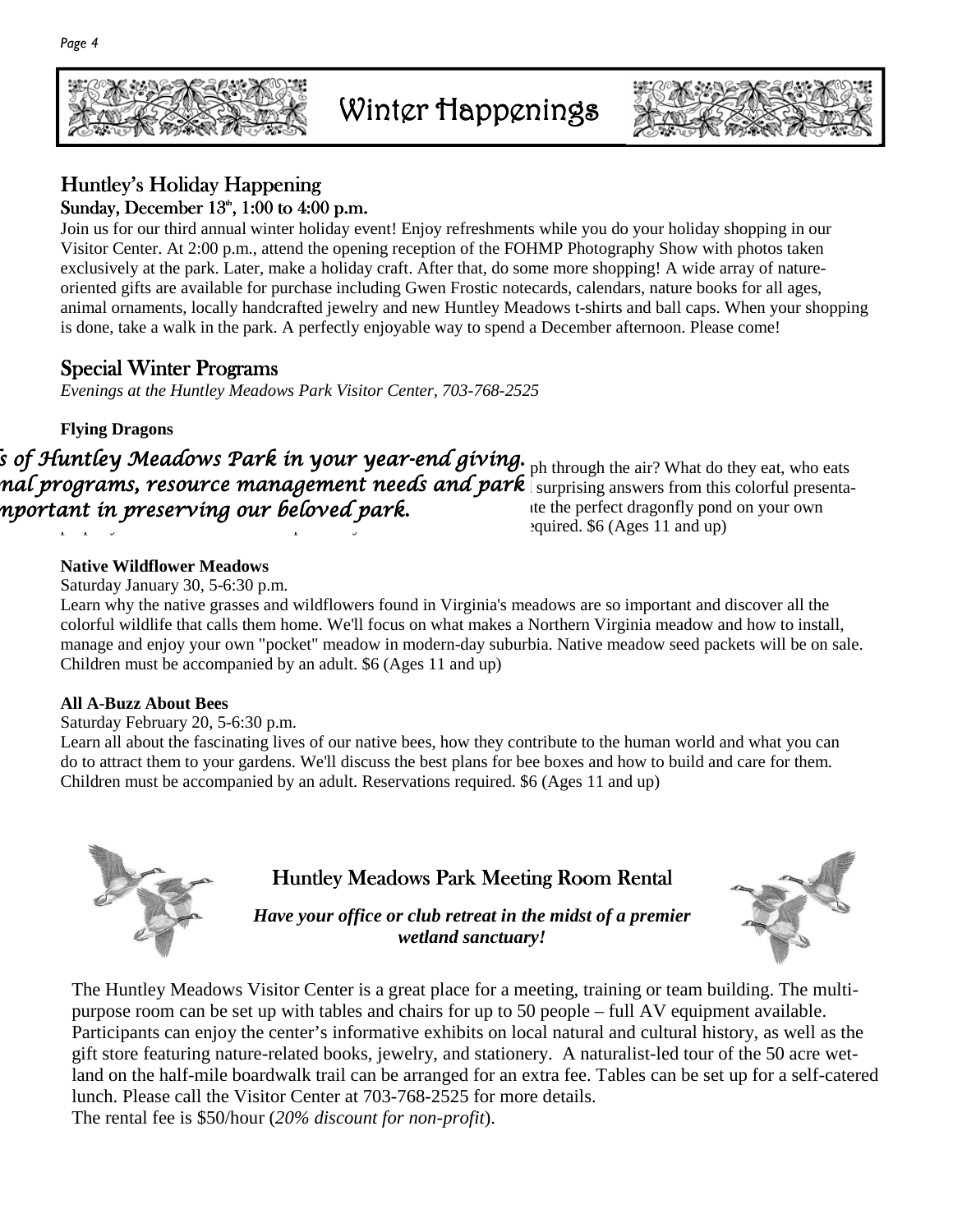# Winter Happenings

## Huntley's Holiday Happening

### Sunday, December 13th, 1:00 to 4:00 p.m.

Join us for our third annual winter holiday event! Enjoy refreshments while you do your holiday shopping in our Visitor Center. At 2:00 p.m., attend the opening reception of the FOHMP Photography Show with photos taken exclusively at the park. Later, make a holiday craft. After that, do some more shopping! A wide array of nature-oriented gifts are available for purchase including Gwen Frostic notecards, calendars, nature books for all ages, animal ornaments, locally handcrafted jewelry and new Huntley Meadows t-shirts and ball caps. When your shopping is done, take a walk in the park. A perfectly enjoyable way to spend a December afternoon. Please come!

## Special Winter Programs

*Evenings at the Huntley Meadows Park Visitor Center, 703-768-2525*

**Flying Dragons**

*...s of Huntley Meadows Park in your year-end giving. ...nal programs, resource management needs and park ...nportant in preserving our beloved park.*

...ph through the air? What do they eat, who eats ... surprising answers from this colorful presenta-... ...ite the perfect dragonfly pond on your own ... ...equired. $6 (Ages 11 and up)

**Native Wildflower Meadows**

Saturday January 30, 5-6:30 p.m.

Learn why the native grasses and wildflowers found in Virginia's meadows are so important and discover all the colorful wildlife that calls them home. We'll focus on what makes a Northern Virginia meadow and how to install, manage and enjoy your own "pocket" meadow in modern-day suburbia. Native meadow seed packets will be on sale. Children must be accompanied by an adult. $6 (Ages 11 and up)

**All A-Buzz About Bees**

Saturday February 20, 5-6:30 p.m.

Learn all about the fascinating lives of our native bees, how they contribute to the human world and what you can do to attract them to your gardens. We'll discuss the best plans for bee boxes and how to build and care for them. Children must be accompanied by an adult. Reservations required. $6 (Ages 11 and up)

## Huntley Meadows Park Meeting Room Rental

***Have your office or club retreat in the midst of a premier wetland sanctuary!***

The Huntley Meadows Visitor Center is a great place for a meeting, training or team building. The multi-purpose room can be set up with tables and chairs for up to 50 people – full AV equipment available. Participants can enjoy the center's informative exhibits on local natural and cultural history, as well as the gift store featuring nature-related books, jewelry, and stationery. A naturalist-led tour of the 50 acre wetland on the half-mile boardwalk trail can be arranged for an extra fee. Tables can be set up for a self-catered lunch. Please call the Visitor Center at 703-768-2525 for more details.

The rental fee is $50/hour (*20% discount for non-profit*).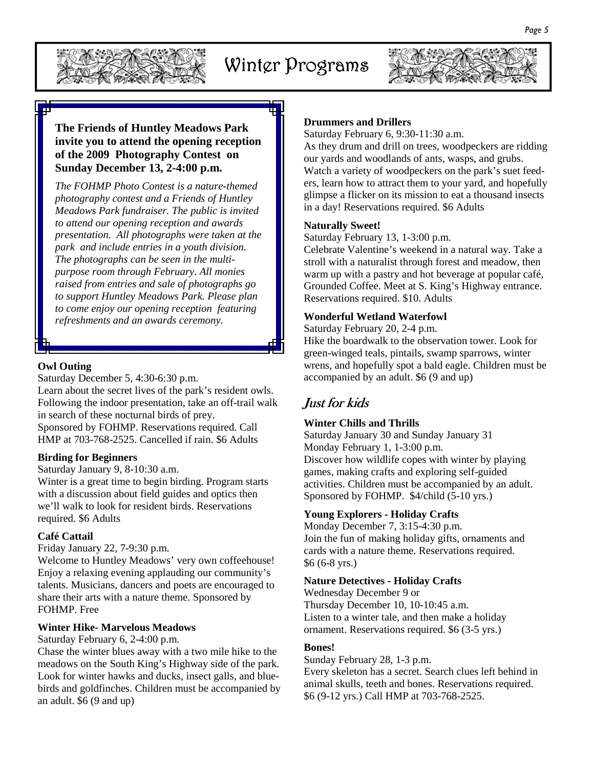# Winter Programs

**The Friends of Huntley Meadows Park invite you to attend the opening reception of the 2009 Photography Contest on Sunday December 13, 2-4:00 p.m.**

*The FOHMP Photo Contest is a nature-themed photography contest and a Friends of Huntley Meadows Park fundraiser. The public is invited to attend our opening reception and awards presentation. All photographs were taken at the park and include entries in a youth division. The photographs can be seen in the multi-purpose room through February. All monies raised from entries and sale of photographs go to support Huntley Meadows Park. Please plan to come enjoy our opening reception featuring refreshments and an awards ceremony.*

**Owl Outing**

Saturday December 5, 4:30-6:30 p.m.

Learn about the secret lives of the park's resident owls. Following the indoor presentation, take an off-trail walk in search of these nocturnal birds of prey. Sponsored by FOHMP. Reservations required. Call HMP at 703-768-2525. Cancelled if rain. $6 Adults

**Birding for Beginners**

Saturday January 9, 8-10:30 a.m.

Winter is a great time to begin birding. Program starts with a discussion about field guides and optics then we'll walk to look for resident birds. Reservations required. $6 Adults

**Café Cattail**

Friday January 22, 7-9:30 p.m.

Welcome to Huntley Meadows' very own coffeehouse! Enjoy a relaxing evening applauding our community's talents. Musicians, dancers and poets are encouraged to share their arts with a nature theme. Sponsored by FOHMP. Free

**Winter Hike- Marvelous Meadows**

Saturday February 6, 2-4:00 p.m.

Chase the winter blues away with a two mile hike to the meadows on the South King's Highway side of the park. Look for winter hawks and ducks, insect galls, and bluebirds and goldfinches. Children must be accompanied by an adult. $6 (9 and up)

**Drummers and Drillers**

Saturday February 6, 9:30-11:30 a.m.

As they drum and drill on trees, woodpeckers are ridding our yards and woodlands of ants, wasps, and grubs. Watch a variety of woodpeckers on the park's suet feeders, learn how to attract them to your yard, and hopefully glimpse a flicker on its mission to eat a thousand insects in a day! Reservations required. $6 Adults

**Naturally Sweet!**

Saturday February 13, 1-3:00 p.m.

Celebrate Valentine's weekend in a natural way. Take a stroll with a naturalist through forest and meadow, then warm up with a pastry and hot beverage at popular café, Grounded Coffee. Meet at S. King's Highway entrance. Reservations required. $10. Adults

**Wonderful Wetland Waterfowl**

Saturday February 20, 2-4 p.m.

Hike the boardwalk to the observation tower. Look for green-winged teals, pintails, swamp sparrows, winter wrens, and hopefully spot a bald eagle. Children must be accompanied by an adult. $6 (9 and up)

## Just for kids

**Winter Chills and Thrills**

Saturday January 30 and Sunday January 31
Monday February 1, 1-3:00 p.m.

Discover how wildlife copes with winter by playing games, making crafts and exploring self-guided activities. Children must be accompanied by an adult. Sponsored by FOHMP. $4/child (5-10 yrs.)

**Young Explorers - Holiday Crafts**

Monday December 7, 3:15-4:30 p.m.

Join the fun of making holiday gifts, ornaments and cards with a nature theme. Reservations required. $6 (6-8 yrs.)

**Nature Detectives - Holiday Crafts**

Wednesday December 9 or
Thursday December 10, 10-10:45 a.m.

Listen to a winter tale, and then make a holiday ornament. Reservations required. $6 (3-5 yrs.)

**Bones!**

Sunday February 28, 1-3 p.m.

Every skeleton has a secret. Search clues left behind in animal skulls, teeth and bones. Reservations required. $6 (9-12 yrs.) Call HMP at 703-768-2525.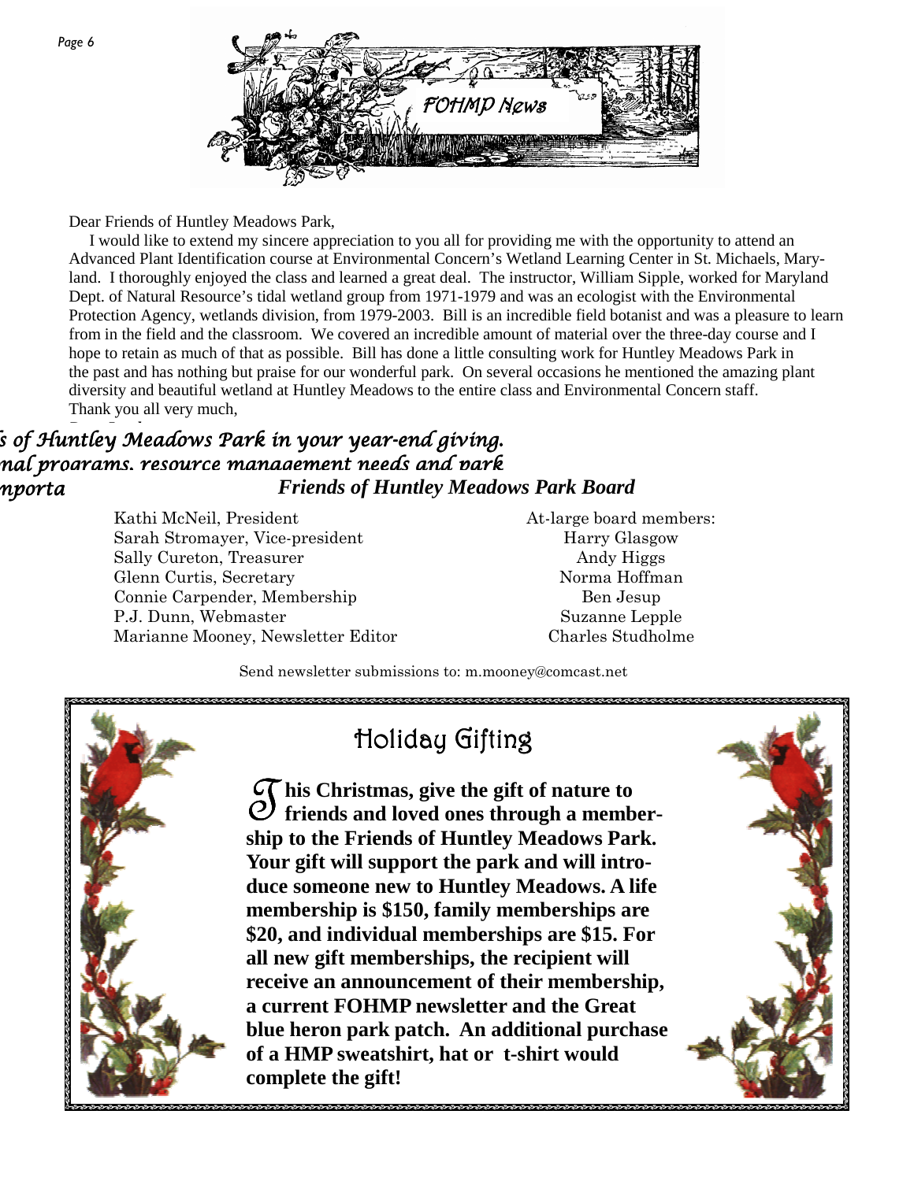FOHMP News

Dear Friends of Huntley Meadows Park,

I would like to extend my sincere appreciation to you all for providing me with the opportunity to attend an Advanced Plant Identification course at Environmental Concern's Wetland Learning Center in St. Michaels, Maryland. I thoroughly enjoyed the class and learned a great deal. The instructor, William Sipple, worked for Maryland Dept. of Natural Resource's tidal wetland group from 1971-1979 and was an ecologist with the Environmental Protection Agency, wetlands division, from 1979-2003. Bill is an incredible field botanist and was a pleasure to learn from in the field and the classroom. We covered an incredible amount of material over the three-day course and I hope to retain as much of that as possible. Bill has done a little consulting work for Huntley Meadows Park in the past and has nothing but praise for our wonderful park. On several occasions he mentioned the amazing plant diversity and beautiful wetland at Huntley Meadows to the entire class and Environmental Concern staff.

Thank you all very much,

*...s of Huntley Meadows Park in your year-end giving. ...nal programs, resource management needs and park ...nporta*

## *Friends of Huntley Meadows Park Board*

Kathi McNeil, President
Sarah Stromayer, Vice-president
Sally Cureton, Treasurer
Glenn Curtis, Secretary
Connie Carpender, Membership
P.J. Dunn, Webmaster
Marianne Mooney, Newsletter Editor

At-large board members:
Harry Glasgow
Andy Higgs
Norma Hoffman
Ben Jesup
Suzanne Lepple
Charles Studholme

Send newsletter submissions to: m.mooney@comcast.net

## Holiday Gifting

**This Christmas, give the gift of nature to friends and loved ones through a membership to the Friends of Huntley Meadows Park. Your gift will support the park and will introduce someone new to Huntley Meadows. A life membership is $150, family memberships are $20, and individual memberships are $15. For all new gift memberships, the recipient will receive an announcement of their membership, a current FOHMP newsletter and the Great blue heron park patch. An additional purchase of a HMP sweatshirt, hat or t-shirt would complete the gift!**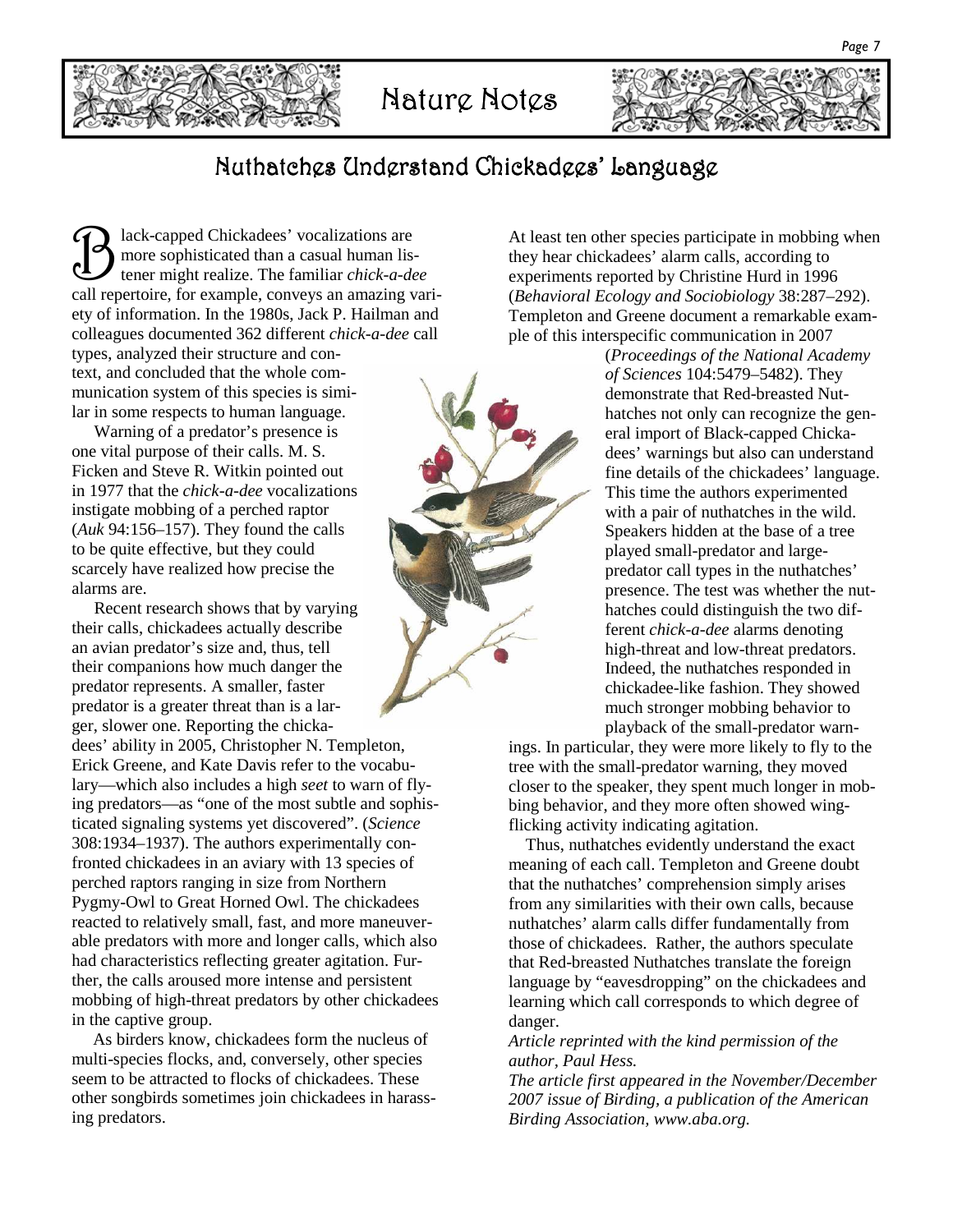# Nature Notes

## Nuthatches Understand Chickadees' Language

Black-capped Chickadees' vocalizations are more sophisticated than a casual human listener might realize. The familiar *chick-a-dee* call repertoire, for example, conveys an amazing variety of information. In the 1980s, Jack P. Hailman and colleagues documented 362 different *chick-a-dee* call types, analyzed their structure and context, and concluded that the whole communication system of this species is similar in some respects to human language.

Warning of a predator's presence is one vital purpose of their calls. M. S. Ficken and Steve R. Witkin pointed out in 1977 that the *chick-a-dee* vocalizations instigate mobbing of a perched raptor (*Auk* 94:156–157). They found the calls to be quite effective, but they could scarcely have realized how precise the alarms are.

Recent research shows that by varying their calls, chickadees actually describe an avian predator's size and, thus, tell their companions how much danger the predator represents. A smaller, faster predator is a greater threat than is a larger, slower one. Reporting the chickadees' ability in 2005, Christopher N. Templeton, Erick Greene, and Kate Davis refer to the vocabulary—which also includes a high *seet* to warn of flying predators—as "one of the most subtle and sophisticated signaling systems yet discovered". (*Science* 308:1934–1937). The authors experimentally confronted chickadees in an aviary with 13 species of perched raptors ranging in size from Northern Pygmy-Owl to Great Horned Owl. The chickadees reacted to relatively small, fast, and more maneuverable predators with more and longer calls, which also had characteristics reflecting greater agitation. Further, the calls aroused more intense and persistent mobbing of high-threat predators by other chickadees in the captive group.

As birders know, chickadees form the nucleus of multi-species flocks, and, conversely, other species seem to be attracted to flocks of chickadees. These other songbirds sometimes join chickadees in harassing predators.

At least ten other species participate in mobbing when they hear chickadees' alarm calls, according to experiments reported by Christine Hurd in 1996 (*Behavioral Ecology and Sociobiology* 38:287–292). Templeton and Greene document a remarkable example of this interspecific communication in 2007 (*Proceedings of the National Academy of Sciences* 104:5479–5482). They demonstrate that Red-breasted Nuthatches not only can recognize the general import of Black-capped Chickadees' warnings but also can understand fine details of the chickadees' language. This time the authors experimented with a pair of nuthatches in the wild. Speakers hidden at the base of a tree played small-predator and large-predator call types in the nuthatches' presence. The test was whether the nuthatches could distinguish the two different *chick-a-dee* alarms denoting high-threat and low-threat predators. Indeed, the nuthatches responded in chickadee-like fashion. They showed much stronger mobbing behavior to playback of the small-predator warnings. In particular, they were more likely to fly to the tree with the small-predator warning, they moved closer to the speaker, they spent much longer in mobbing behavior, and they more often showed wing-flicking activity indicating agitation.

Thus, nuthatches evidently understand the exact meaning of each call. Templeton and Greene doubt that the nuthatches' comprehension simply arises from any similarities with their own calls, because nuthatches' alarm calls differ fundamentally from those of chickadees. Rather, the authors speculate that Red-breasted Nuthatches translate the foreign language by "eavesdropping" on the chickadees and learning which call corresponds to which degree of danger.

*Article reprinted with the kind permission of the author, Paul Hess.*

*The article first appeared in the November/December 2007 issue of Birding, a publication of the American Birding Association, www.aba.org.*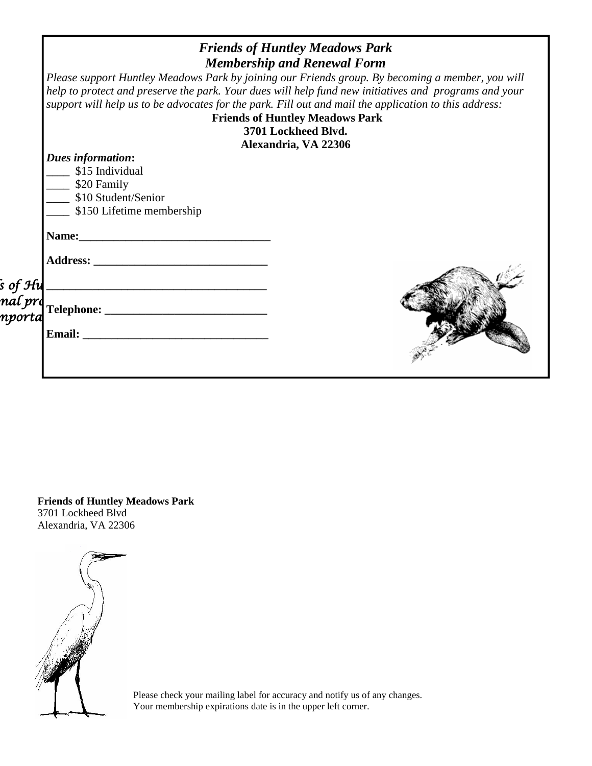# *Friends of Huntley Meadows Park*
## *Membership and Renewal Form*

*Please support Huntley Meadows Park by joining our Friends group. By becoming a member, you will help to protect and preserve the park. Your dues will help fund new initiatives and programs and your support will help us to be advocates for the park. Fill out and mail the application to this address:*

**Friends of Huntley Meadows Park**
**3701 Lockheed Blvd.**
**Alexandria, VA 22306**

***Dues information*:**

____ $15 Individual
____ $20 Family
____ $10 Student/Senior
____ $150 Lifetime membership

**Name:**_________________________________

**Address:** _______________________________

_____________________________________

**Telephone:** _____________________________

**Email:** ________________________________

**Friends of Huntley Meadows Park**
3701 Lockheed Blvd
Alexandria, VA 22306

Please check your mailing label for accuracy and notify us of any changes.
Your membership expirations date is in the upper left corner.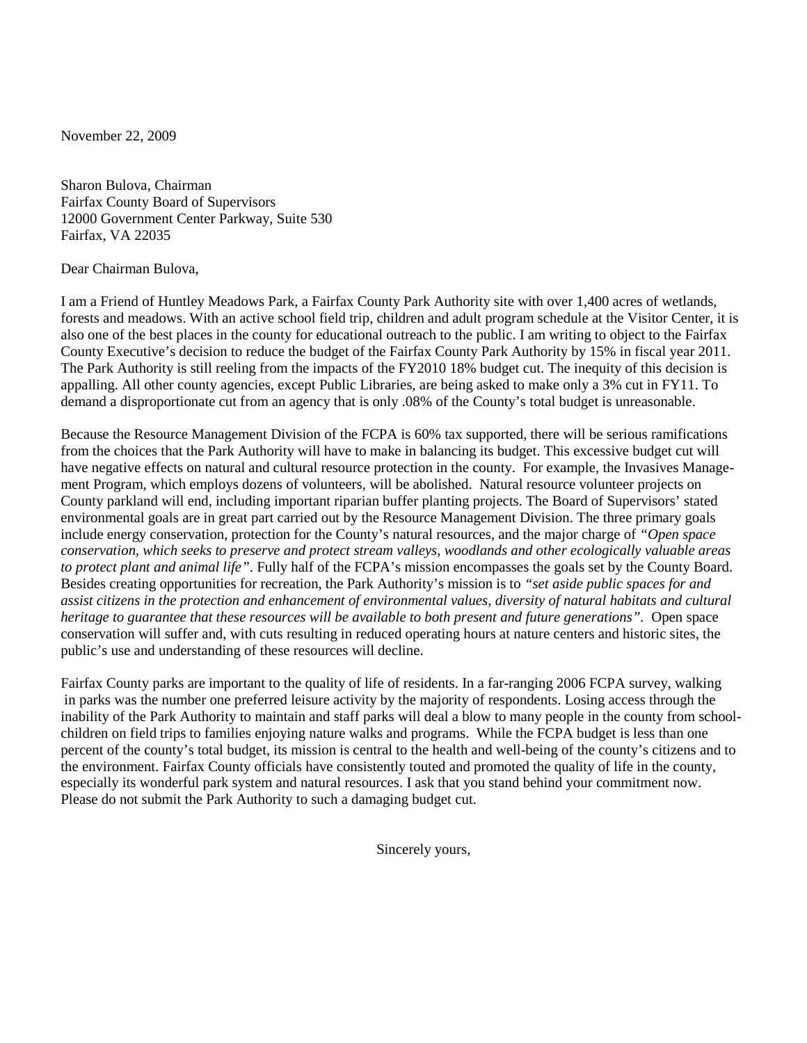November 22, 2009

Sharon Bulova, Chairman  
Fairfax County Board of Supervisors  
12000 Government Center Parkway, Suite 530  
Fairfax, VA 22035

Dear Chairman Bulova,

I am a Friend of Huntley Meadows Park, a Fairfax County Park Authority site with over 1,400 acres of wetlands, forests and meadows. With an active school field trip, children and adult program schedule at the Visitor Center, it is also one of the best places in the county for educational outreach to the public. I am writing to object to the Fairfax County Executive's decision to reduce the budget of the Fairfax County Park Authority by 15% in fiscal year 2011. The Park Authority is still reeling from the impacts of the FY2010 18% budget cut. The inequity of this decision is appalling. All other county agencies, except Public Libraries, are being asked to make only a 3% cut in FY11. To demand a disproportionate cut from an agency that is only .08% of the County's total budget is unreasonable.

Because the Resource Management Division of the FCPA is 60% tax supported, there will be serious ramifications from the choices that the Park Authority will have to make in balancing its budget. This excessive budget cut will have negative effects on natural and cultural resource protection in the county. For example, the Invasives Management Program, which employs dozens of volunteers, will be abolished. Natural resource volunteer projects on County parkland will end, including important riparian buffer planting projects. The Board of Supervisors' stated environmental goals are in great part carried out by the Resource Management Division. The three primary goals include energy conservation, protection for the County's natural resources, and the major charge of *"Open space conservation, which seeks to preserve and protect stream valleys, woodlands and other ecologically valuable areas to protect plant and animal life"*. Fully half of the FCPA's mission encompasses the goals set by the County Board. Besides creating opportunities for recreation, the Park Authority's mission is to *"set aside public spaces for and assist citizens in the protection and enhancement of environmental values, diversity of natural habitats and cultural heritage to guarantee that these resources will be available to both present and future generations"*. Open space conservation will suffer and, with cuts resulting in reduced operating hours at nature centers and historic sites, the public's use and understanding of these resources will decline.

Fairfax County parks are important to the quality of life of residents. In a far-ranging 2006 FCPA survey, walking in parks was the number one preferred leisure activity by the majority of respondents. Losing access through the inability of the Park Authority to maintain and staff parks will deal a blow to many people in the county from school-children on field trips to families enjoying nature walks and programs. While the FCPA budget is less than one percent of the county's total budget, its mission is central to the health and well-being of the county's citizens and to the environment. Fairfax County officials have consistently touted and promoted the quality of life in the county, especially its wonderful park system and natural resources. I ask that you stand behind your commitment now. Please do not submit the Park Authority to such a damaging budget cut.

Sincerely yours,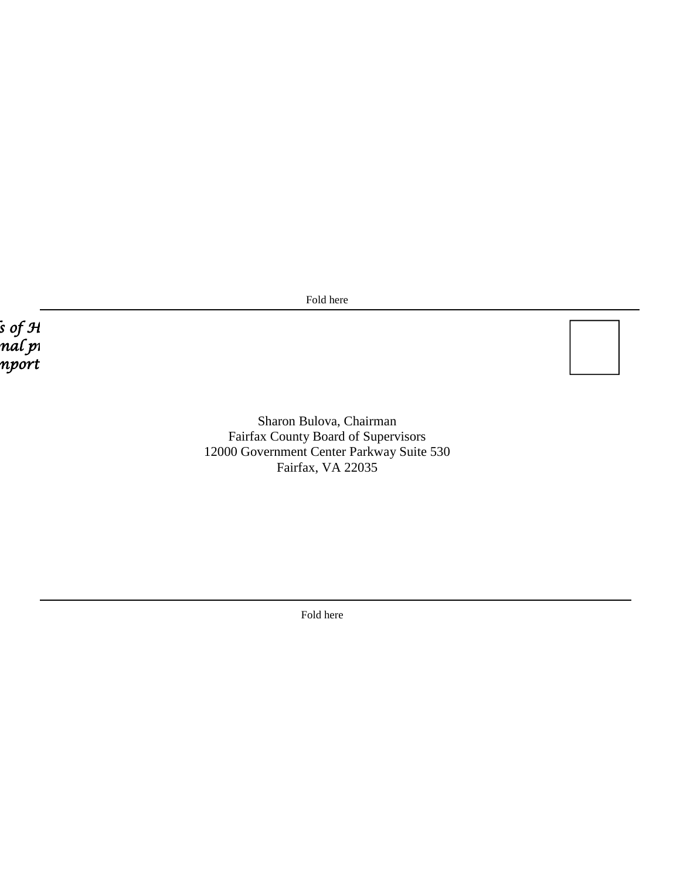Fold here

*s of H*
*nal pr*
*mport*

Sharon Bulova, Chairman
Fairfax County Board of Supervisors
12000 Government Center Parkway Suite 530
Fairfax, VA 22035

Fold here